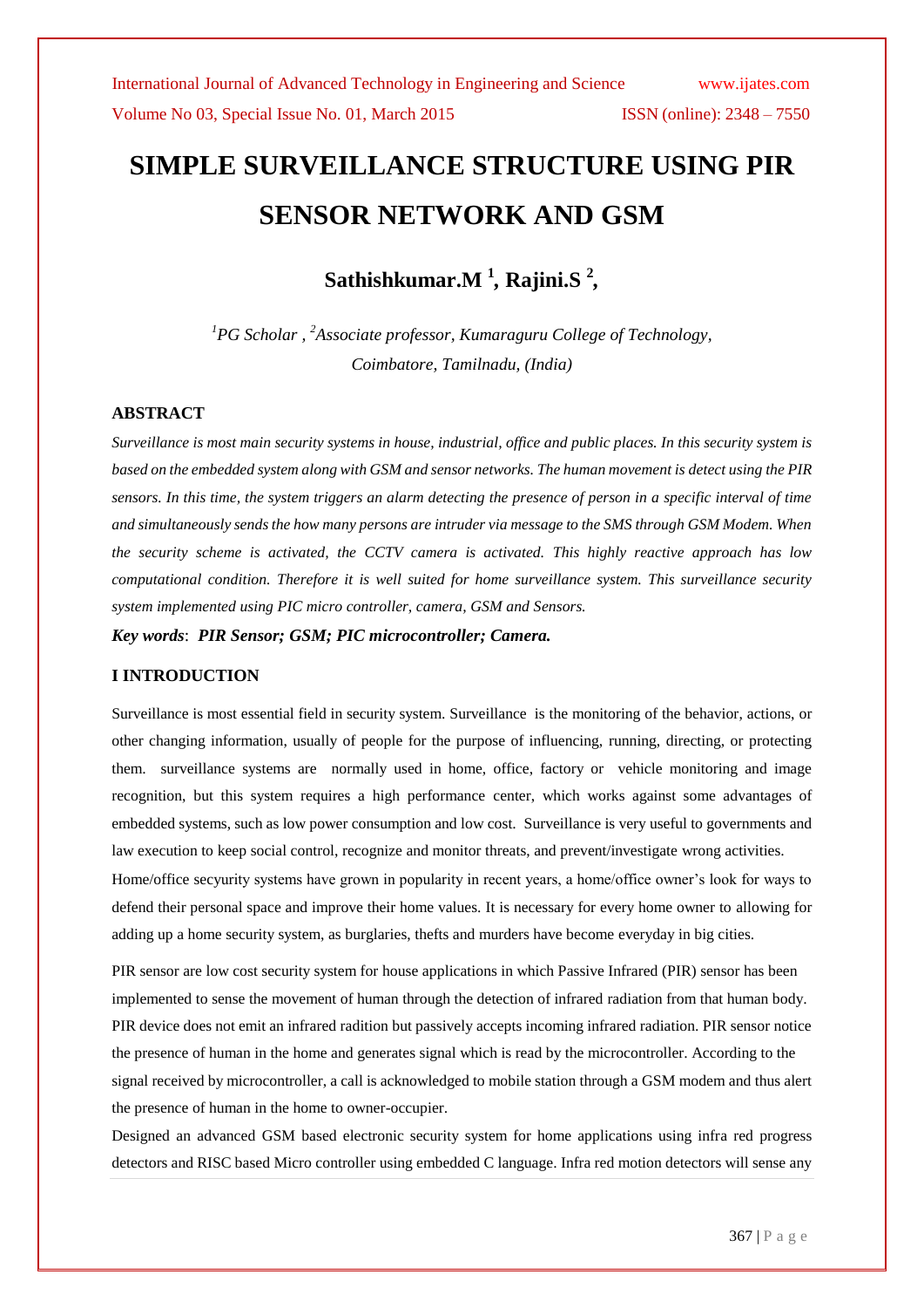# SIMPLE SURVEILLANCE STRUCTURE USING PIR SENSOR NETWORK AND GSM

**Sathishkumar.M [1], Rajini.S [2],**

*[1]PG Scholar , [2]Associate professor, Kumaraguru College of Technology, Coimbatore, Tamilnadu, (India)*

## ABSTRACT

*Surveillance is most main security systems in house, industrial, office and public places. In this security system is based on the embedded system along with GSM and sensor networks. The human movement is detect using the PIR sensors. In this time, the system triggers an alarm detecting the presence of person in a specific interval of time and simultaneously sends the how many persons are intruder via message to the SMS through GSM Modem. When the security scheme is activated, the CCTV camera is activated. This highly reactive approach has low computational condition. Therefore it is well suited for home surveillance system. This surveillance security system implemented using PIC micro controller, camera, GSM and Sensors.*

***Key words*: *PIR Sensor; GSM; PIC microcontroller; Camera.***

## I INTRODUCTION

Surveillance is most essential field in security system. Surveillance is the monitoring of the behavior, actions, or other changing information, usually of people for the purpose of influencing, running, directing, or protecting them. surveillance systems are normally used in home, office, factory or vehicle monitoring and image recognition, but this system requires a high performance center, which works against some advantages of embedded systems, such as low power consumption and low cost. Surveillance is very useful to governments and law execution to keep social control, recognize and monitor threats, and prevent/investigate wrong activities.

Home/office secyurity systems have grown in popularity in recent years, a home/office owner's look for ways to defend their personal space and improve their home values. It is necessary for every home owner to allowing for adding up a home security system, as burglaries, thefts and murders have become everyday in big cities.

PIR sensor are low cost security system for house applications in which Passive Infrared (PIR) sensor has been implemented to sense the movement of human through the detection of infrared radiation from that human body. PIR device does not emit an infrared radition but passively accepts incoming infrared radiation. PIR sensor notice the presence of human in the home and generates signal which is read by the microcontroller. According to the signal received by microcontroller, a call is acknowledged to mobile station through a GSM modem and thus alert the presence of human in the home to owner-occupier.

Designed an advanced GSM based electronic security system for home applications using infra red progress detectors and RISC based Micro controller using embedded C language. Infra red motion detectors will sense any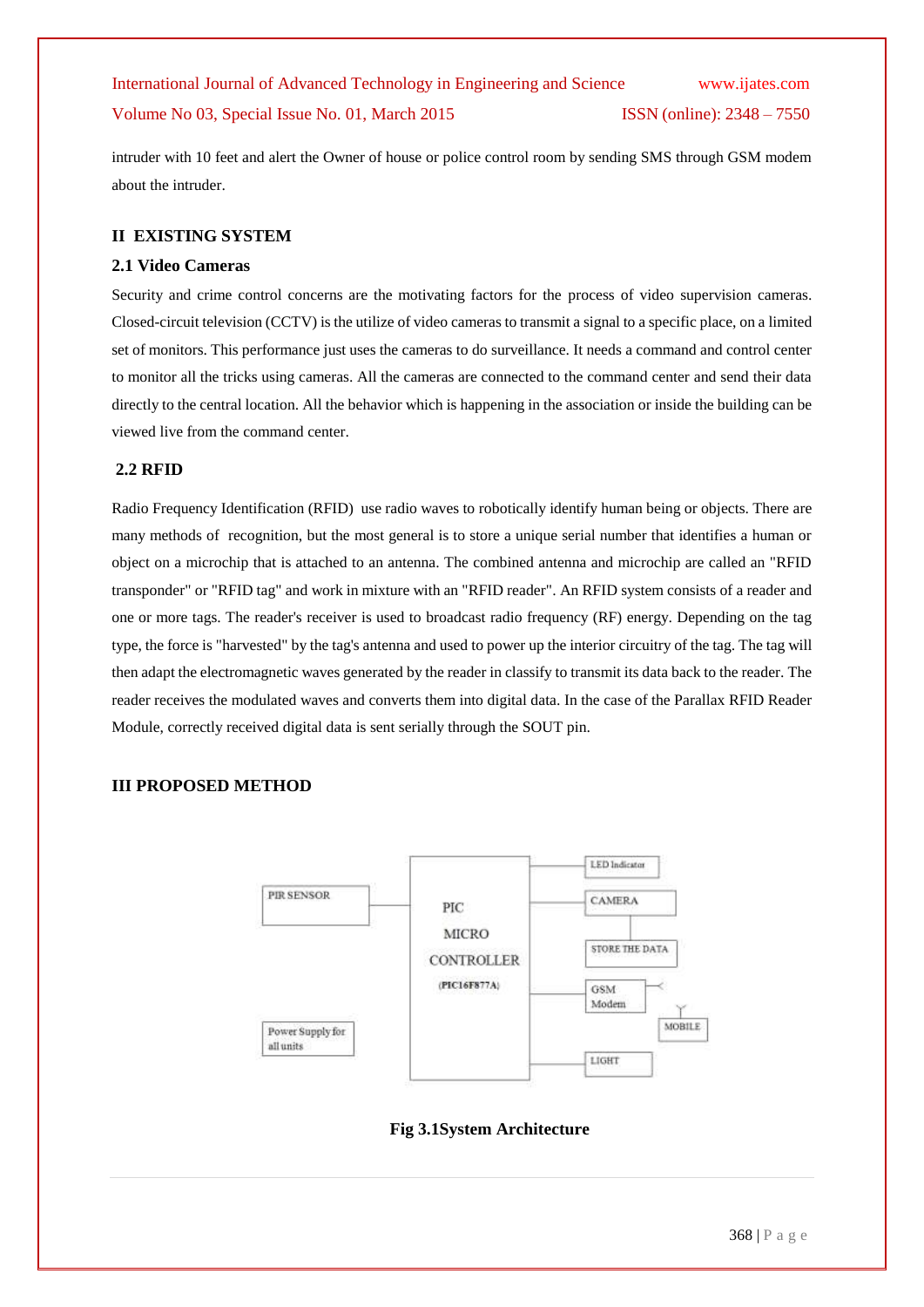intruder with 10 feet and alert the Owner of house or police control room by sending SMS through GSM modem about the intruder.

## II EXISTING SYSTEM

### 2.1 Video Cameras

Security and crime control concerns are the motivating factors for the process of video supervision cameras. Closed-circuit television (CCTV) is the utilize of video cameras to transmit a signal to a specific place, on a limited set of monitors. This performance just uses the cameras to do surveillance. It needs a command and control center to monitor all the tricks using cameras. All the cameras are connected to the command center and send their data directly to the central location. All the behavior which is happening in the association or inside the building can be viewed live from the command center.

### 2.2 RFID

Radio Frequency Identification (RFID) use radio waves to robotically identify human being or objects. There are many methods of recognition, but the most general is to store a unique serial number that identifies a human or object on a microchip that is attached to an antenna. The combined antenna and microchip are called an "RFID transponder" or "RFID tag" and work in mixture with an "RFID reader". An RFID system consists of a reader and one or more tags. The reader's receiver is used to broadcast radio frequency (RF) energy. Depending on the tag type, the force is "harvested" by the tag's antenna and used to power up the interior circuitry of the tag. The tag will then adapt the electromagnetic waves generated by the reader in classify to transmit its data back to the reader. The reader receives the modulated waves and converts them into digital data. In the case of the Parallax RFID Reader Module, correctly received digital data is sent serially through the SOUT pin.

## III PROPOSED METHOD

PIR SENSOR

PIC MICRO CONTROLLER (PIC16F877A)

LED Indicator

CAMERA

STORE THE DATA

GSM Modem

MOBILE

LIGHT

Power Supply for all units

**Fig 3.1System Architecture**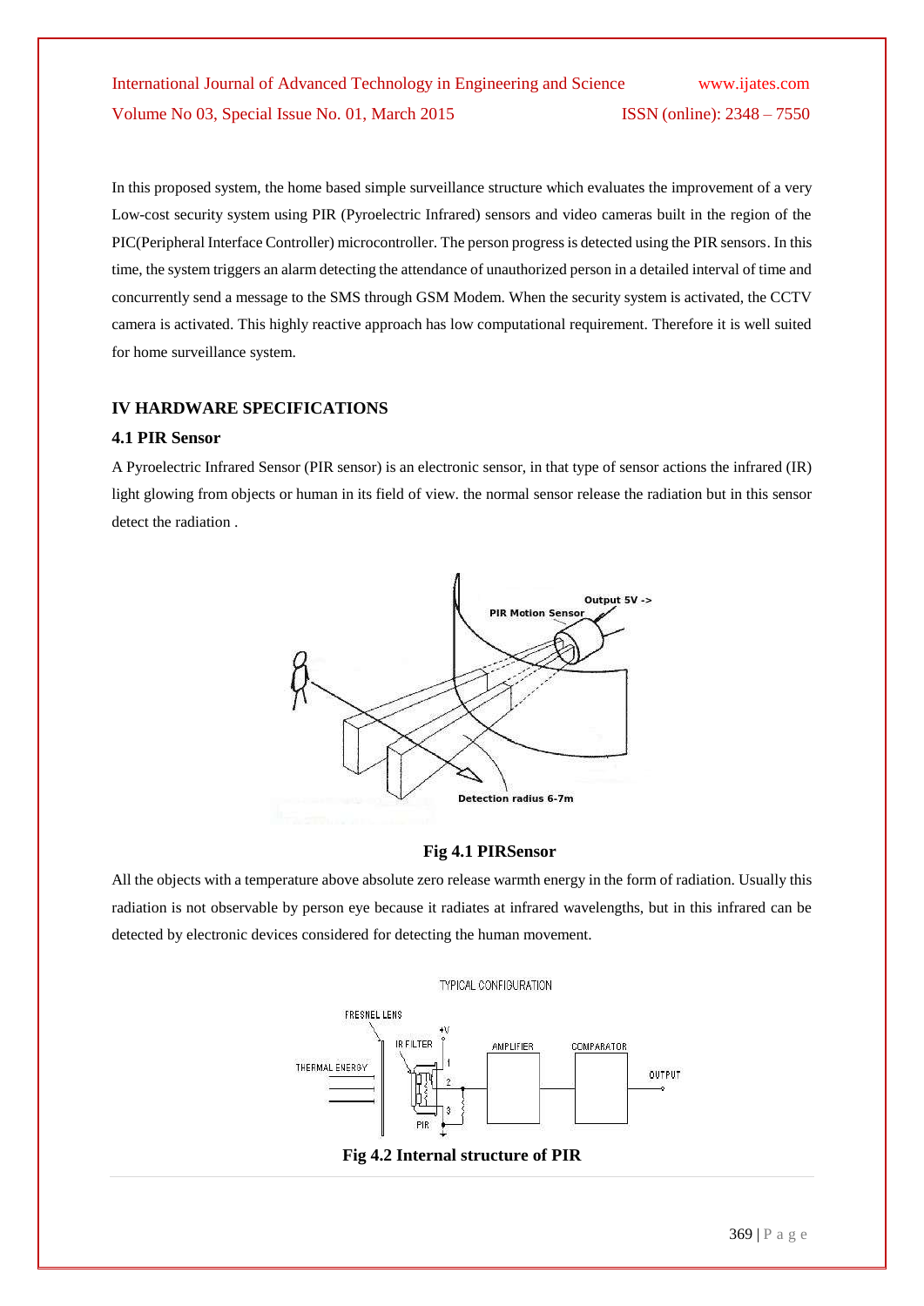In this proposed system, the home based simple surveillance structure which evaluates the improvement of a very Low-cost security system using PIR (Pyroelectric Infrared) sensors and video cameras built in the region of the PIC(Peripheral Interface Controller) microcontroller. The person progress is detected using the PIR sensors. In this time, the system triggers an alarm detecting the attendance of unauthorized person in a detailed interval of time and concurrently send a message to the SMS through GSM Modem. When the security system is activated, the CCTV camera is activated. This highly reactive approach has low computational requirement. Therefore it is well suited for home surveillance system.

## IV HARDWARE SPECIFICATIONS

### 4.1 PIR Sensor

A Pyroelectric Infrared Sensor (PIR sensor) is an electronic sensor, in that type of sensor actions the infrared (IR) light glowing from objects or human in its field of view. the normal sensor release the radiation but in this sensor detect the radiation .

**Fig 4.1 PIRSensor**

All the objects with a temperature above absolute zero release warmth energy in the form of radiation. Usually this radiation is not observable by person eye because it radiates at infrared wavelengths, but in this infrared can be detected by electronic devices considered for detecting the human movement.

**Fig 4.2 Internal structure of PIR**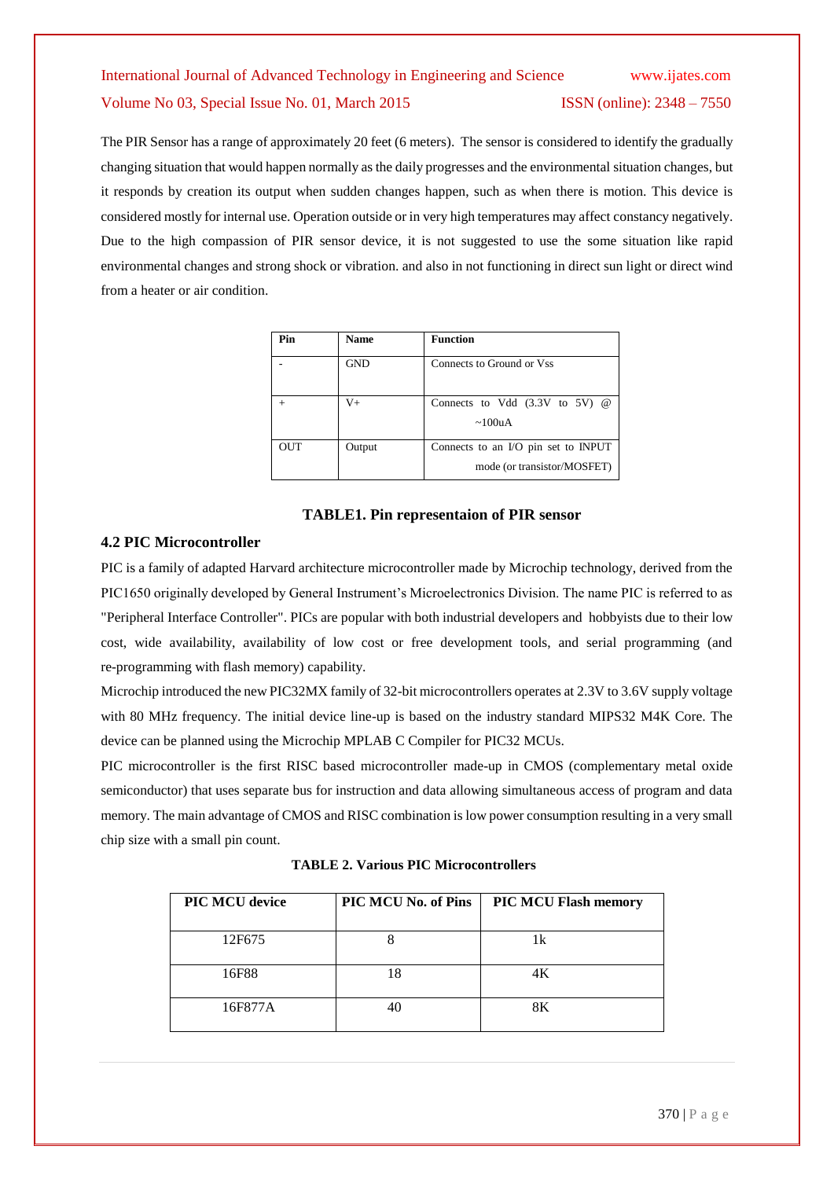The PIR Sensor has a range of approximately 20 feet (6 meters). The sensor is considered to identify the gradually changing situation that would happen normally as the daily progresses and the environmental situation changes, but it responds by creation its output when sudden changes happen, such as when there is motion. This device is considered mostly for internal use. Operation outside or in very high temperatures may affect constancy negatively. Due to the high compassion of PIR sensor device, it is not suggested to use the some situation like rapid environmental changes and strong shock or vibration. and also in not functioning in direct sun light or direct wind from a heater or air condition.

| Pin | Name | Function |
|---|---|---|
| - | GND | Connects to Ground or Vss |
| + | V+ | Connects to Vdd (3.3V to 5V) @ ~100uA |
| OUT | Output | Connects to an I/O pin set to INPUT mode (or transistor/MOSFET) |

**TABLE1. Pin representaion of PIR sensor**

### 4.2 PIC Microcontroller

PIC is a family of adapted Harvard architecture microcontroller made by Microchip technology, derived from the PIC1650 originally developed by General Instrument's Microelectronics Division. The name PIC is referred to as "Peripheral Interface Controller". PICs are popular with both industrial developers and hobbyists due to their low cost, wide availability, availability of low cost or free development tools, and serial programming (and re-programming with flash memory) capability.

Microchip introduced the new PIC32MX family of 32-bit microcontrollers operates at 2.3V to 3.6V supply voltage with 80 MHz frequency. The initial device line-up is based on the industry standard MIPS32 M4K Core. The device can be planned using the Microchip MPLAB C Compiler for PIC32 MCUs.

PIC microcontroller is the first RISC based microcontroller made-up in CMOS (complementary metal oxide semiconductor) that uses separate bus for instruction and data allowing simultaneous access of program and data memory. The main advantage of CMOS and RISC combination is low power consumption resulting in a very small chip size with a small pin count.

**TABLE 2. Various PIC Microcontrollers**

| PIC MCU device | PIC MCU No. of Pins | PIC MCU Flash memory |
|---|---|---|
| 12F675 | 8 | 1k |
| 16F88 | 18 | 4K |
| 16F877A | 40 | 8K |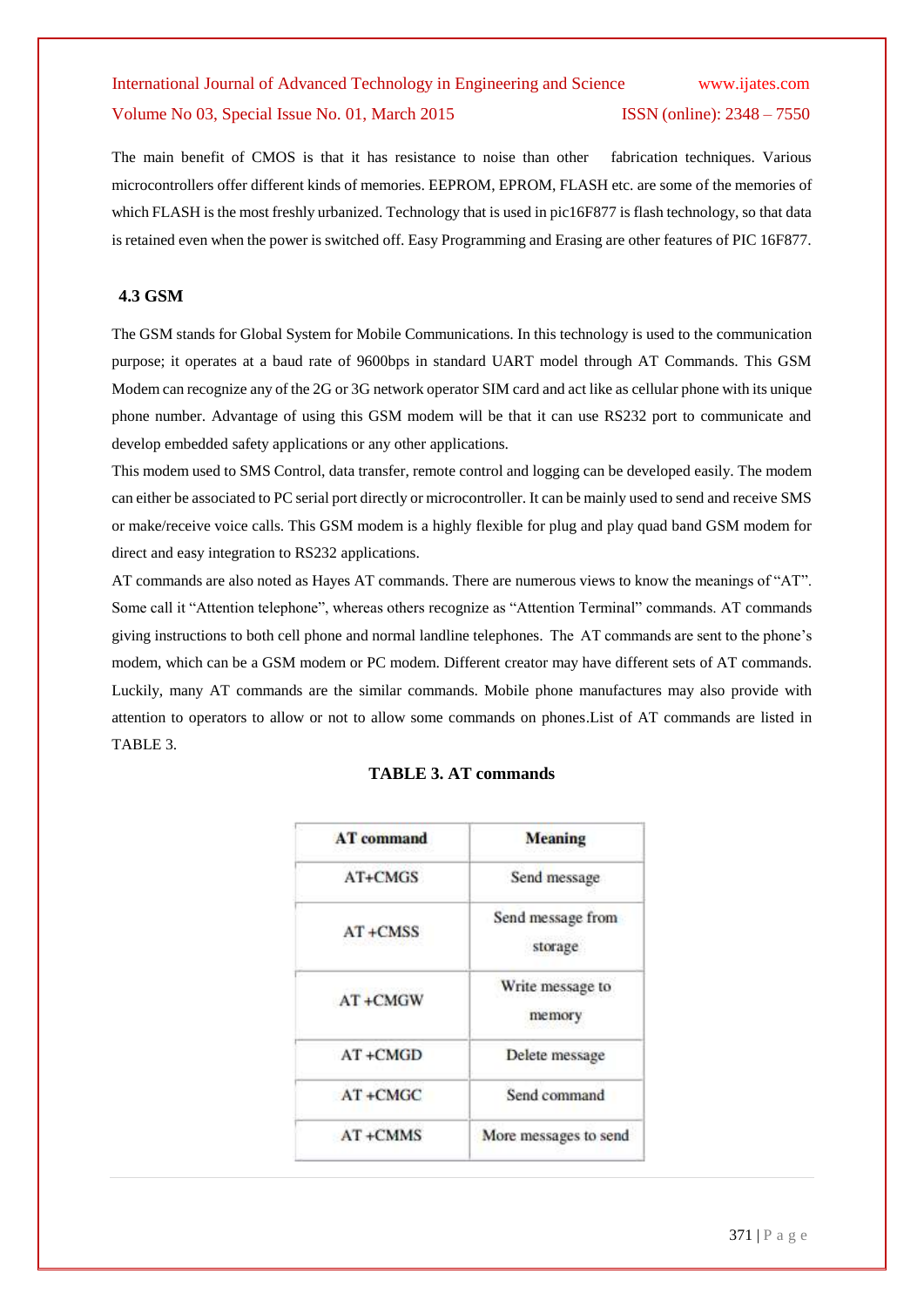The main benefit of CMOS is that it has resistance to noise than other fabrication techniques. Various microcontrollers offer different kinds of memories. EEPROM, EPROM, FLASH etc. are some of the memories of which FLASH is the most freshly urbanized. Technology that is used in pic16F877 is flash technology, so that data is retained even when the power is switched off. Easy Programming and Erasing are other features of PIC 16F877.

### 4.3 GSM

The GSM stands for Global System for Mobile Communications. In this technology is used to the communication purpose; it operates at a baud rate of 9600bps in standard UART model through AT Commands. This GSM Modem can recognize any of the 2G or 3G network operator SIM card and act like as cellular phone with its unique phone number. Advantage of using this GSM modem will be that it can use RS232 port to communicate and develop embedded safety applications or any other applications.

This modem used to SMS Control, data transfer, remote control and logging can be developed easily. The modem can either be associated to PC serial port directly or microcontroller. It can be mainly used to send and receive SMS or make/receive voice calls. This GSM modem is a highly flexible for plug and play quad band GSM modem for direct and easy integration to RS232 applications.

AT commands are also noted as Hayes AT commands. There are numerous views to know the meanings of "AT". Some call it "Attention telephone", whereas others recognize as "Attention Terminal" commands. AT commands giving instructions to both cell phone and normal landline telephones. The AT commands are sent to the phone's modem, which can be a GSM modem or PC modem. Different creator may have different sets of AT commands. Luckily, many AT commands are the similar commands. Mobile phone manufactures may also provide with attention to operators to allow or not to allow some commands on phones.List of AT commands are listed in TABLE 3.

**TABLE 3. AT commands**

| AT command | Meaning |
|---|---|
| AT+CMGS | Send message |
| AT +CMSS | Send message from storage |
| AT +CMGW | Write message to memory |
| AT +CMGD | Delete message |
| AT +CMGC | Send command |
| AT +CMMS | More messages to send |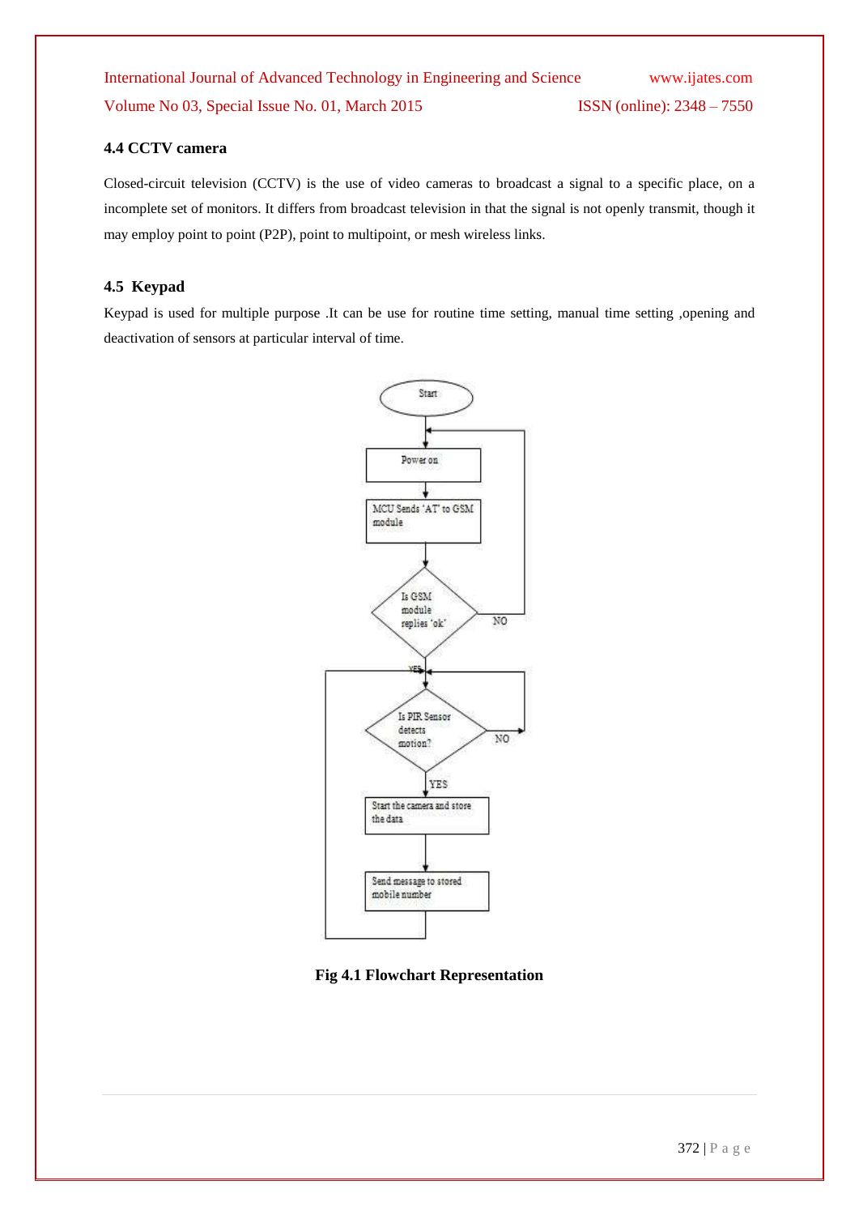### 4.4 CCTV camera

Closed-circuit television (CCTV) is the use of video cameras to broadcast a signal to a specific place, on a incomplete set of monitors. It differs from broadcast television in that the signal is not openly transmit, though it may employ point to point (P2P), point to multipoint, or mesh wireless links.

### 4.5 Keypad

Keypad is used for multiple purpose .It can be use for routine time setting, manual time setting ,opening and deactivation of sensors at particular interval of time.

**Fig 4.1 Flowchart Representation**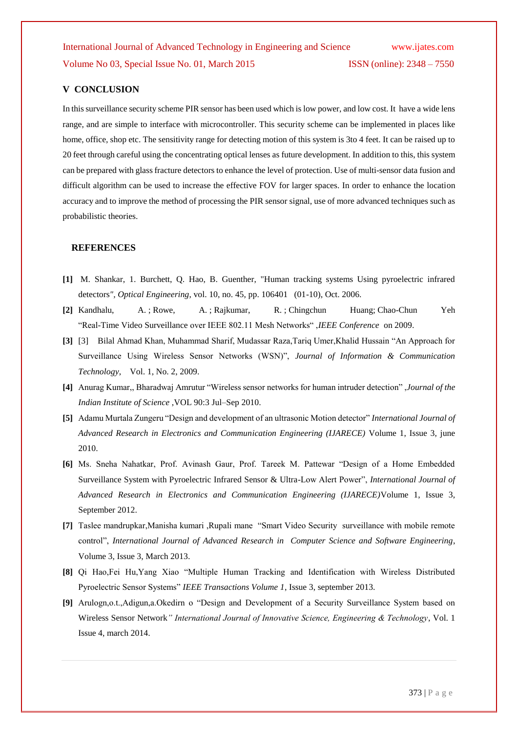## V CONCLUSION

In this surveillance security scheme PIR sensor has been used which is low power, and low cost. It have a wide lens range, and are simple to interface with microcontroller. This security scheme can be implemented in places like home, office, shop etc. The sensitivity range for detecting motion of this system is 3to 4 feet. It can be raised up to 20 feet through careful using the concentrating optical lenses as future development. In addition to this, this system can be prepared with glass fracture detectors to enhance the level of protection. Use of multi-sensor data fusion and difficult algorithm can be used to increase the effective FOV for larger spaces. In order to enhance the location accuracy and to improve the method of processing the PIR sensor signal, use of more advanced techniques such as probabilistic theories.

## REFERENCES

**[1]** M. Shankar, 1. Burchett, Q. Hao, B. Guenther, "Human tracking systems Using pyroelectric infrared detectors", *Optical Engineering*, vol. 10, no. 45, pp. 106401 (01-10), Oct. 2006.

**[2]** Kandhalu, A. ; Rowe, A. ; Rajkumar, R. ; Chingchun Huang; Chao-Chun Yeh "Real-Time Video Surveillance over IEEE 802.11 Mesh Networks" ,*IEEE Conference* on 2009.

**[3]** [3] Bilal Ahmad Khan, Muhammad Sharif, Mudassar Raza,Tariq Umer,Khalid Hussain "An Approach for Surveillance Using Wireless Sensor Networks (WSN)", *Journal of Information & Communication Technology*, Vol. 1, No. 2, 2009.

**[4]** Anurag Kumar,, Bharadwaj Amrutur "Wireless sensor networks for human intruder detection" ,*Journal of the Indian Institute of Science* ,VOL 90:3 Jul–Sep 2010.

**[5]** Adamu Murtala Zungeru "Design and development of an ultrasonic Motion detector" *International Journal of Advanced Research in Electronics and Communication Engineering (IJARECE)* Volume 1, Issue 3, june 2010.

**[6]** Ms. Sneha Nahatkar, Prof. Avinash Gaur, Prof. Tareek M. Pattewar "Design of a Home Embedded Surveillance System with Pyroelectric Infrared Sensor & Ultra-Low Alert Power", *International Journal of Advanced Research in Electronics and Communication Engineering (IJARECE)*Volume 1, Issue 3, September 2012.

**[7]** Taslee mandrupkar,Manisha kumari ,Rupali mane "Smart Video Security surveillance with mobile remote control", *International Journal of Advanced Research in Computer Science and Software Engineering*, Volume 3, Issue 3, March 2013.

**[8]** Qi Hao,Fei Hu,Yang Xiao "Multiple Human Tracking and Identification with Wireless Distributed Pyroelectric Sensor Systems" *IEEE Transactions Volume 1*, Issue 3, september 2013.

**[9]** Arulogn,o.t.,Adigun,a.Okedirn o "Design and Development of a Security Surveillance System based on Wireless Sensor Network*" International Journal of Innovative Science, Engineering & Technology*, Vol. 1 Issue 4, march 2014.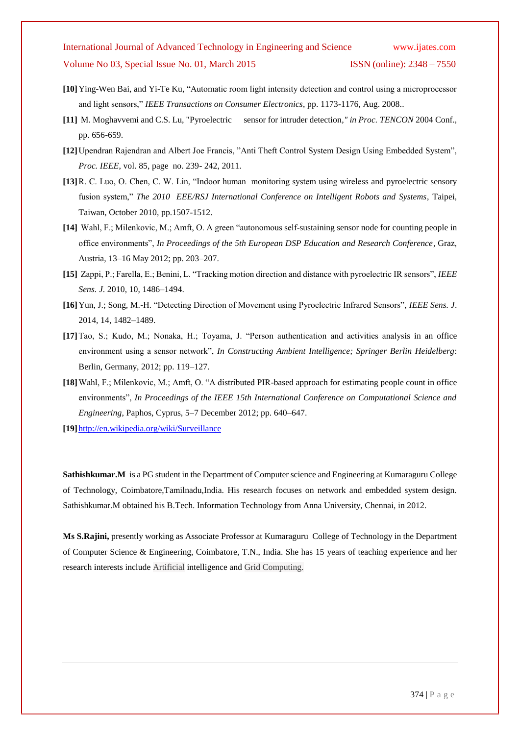**[10]** Ying-Wen Bai, and Yi-Te Ku, "Automatic room light intensity detection and control using a microprocessor and light sensors," *IEEE Transactions on Consumer Electronics*, pp. 1173-1176, Aug. 2008..

**[11]** M. Moghavvemi and C.S. Lu, "Pyroelectric sensor for intruder detection*," in Proc. TENCON* 2004 Conf., pp. 656-659.

**[12]** Upendran Rajendran and Albert Joe Francis, "Anti Theft Control System Design Using Embedded System", *Proc. IEEE,* vol. 85, page no. 239- 242, 2011.

**[13]** R. C. Luo, O. Chen, C. W. Lin, "Indoor human monitoring system using wireless and pyroelectric sensory fusion system," *The 2010 EEE/RSJ International Conference on Intelligent Robots and Systems*, Taipei, Taiwan, October 2010, pp.1507-1512.

**[14]** Wahl, F.; Milenkovic, M.; Amft, O. A green "autonomous self-sustaining sensor node for counting people in office environments", *In Proceedings of the 5th European DSP Education and Research Conference*, Graz, Austria, 13–16 May 2012; pp. 203–207.

**[15]** Zappi, P.; Farella, E.; Benini, L. "Tracking motion direction and distance with pyroelectric IR sensors", *IEEE Sens. J*. 2010, 10, 1486–1494.

**[16]** Yun, J.; Song, M.-H. "Detecting Direction of Movement using Pyroelectric Infrared Sensors", *IEEE Sens. J*. 2014, 14, 1482–1489.

**[17]** Tao, S.; Kudo, M.; Nonaka, H.; Toyama, J. "Person authentication and activities analysis in an office environment using a sensor network", *In Constructing Ambient Intelligence; Springer Berlin Heidelberg*: Berlin, Germany, 2012; pp. 119–127.

**[18]** Wahl, F.; Milenkovic, M.; Amft, O. "A distributed PIR-based approach for estimating people count in office environments", *In Proceedings of the IEEE 15th International Conference on Computational Science and Engineering,* Paphos, Cyprus, 5–7 December 2012; pp. 640–647.

**[19]** http://en.wikipedia.org/wiki/Surveillance

**Sathishkumar.M** is a PG student in the Department of Computer science and Engineering at Kumaraguru College of Technology, Coimbatore,Tamilnadu,India. His research focuses on network and embedded system design. Sathishkumar.M obtained his B.Tech. Information Technology from Anna University, Chennai, in 2012.

**Ms S.Rajini,** presently working as Associate Professor at Kumaraguru College of Technology in the Department of Computer Science & Engineering, Coimbatore, T.N., India. She has 15 years of teaching experience and her research interests include Artificial intelligence and Grid Computing.